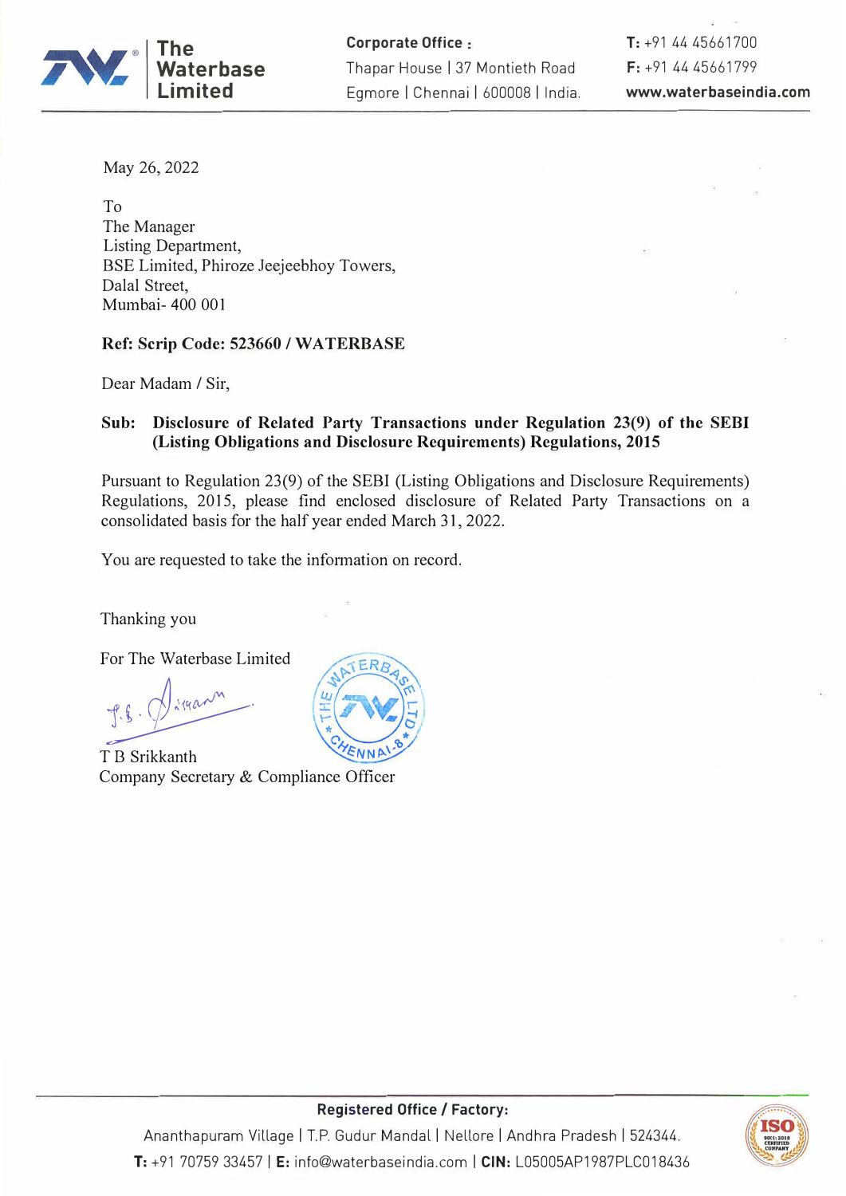**The Waterbase Limited**

**Corporate Office :**
Thapar House | 37 Montieth Road
Egmore | Chennai | 600008 | India.

**T:** +91 44 45661700
**F:** +91 44 45661799
**www.waterbaseindia.com**

May 26, 2022

To
The Manager
Listing Department,
BSE Limited, Phiroze Jeejeebhoy Towers,
Dalal Street,
Mumbai- 400 001

**Ref: Scrip Code: 523660 / WATERBASE**

Dear Madam / Sir,

**Sub: Disclosure of Related Party Transactions under Regulation 23(9) of the SEBI (Listing Obligations and Disclosure Requirements) Regulations, 2015**

Pursuant to Regulation 23(9) of the SEBI (Listing Obligations and Disclosure Requirements) Regulations, 2015, please find enclosed disclosure of Related Party Transactions on a consolidated basis for the half year ended March 31, 2022.

You are requested to take the information on record.

Thanking you

For The Waterbase Limited

T B Srikkanth
Company Secretary & Compliance Officer

**Registered Office / Factory:**
Ananthapuram Village | T.P. Gudur Mandal | Nellore | Andhra Pradesh | 524344.
**T:** +91 70759 33457 | **E:** info@waterbaseindia.com | **CIN:** L05005AP1987PLC018436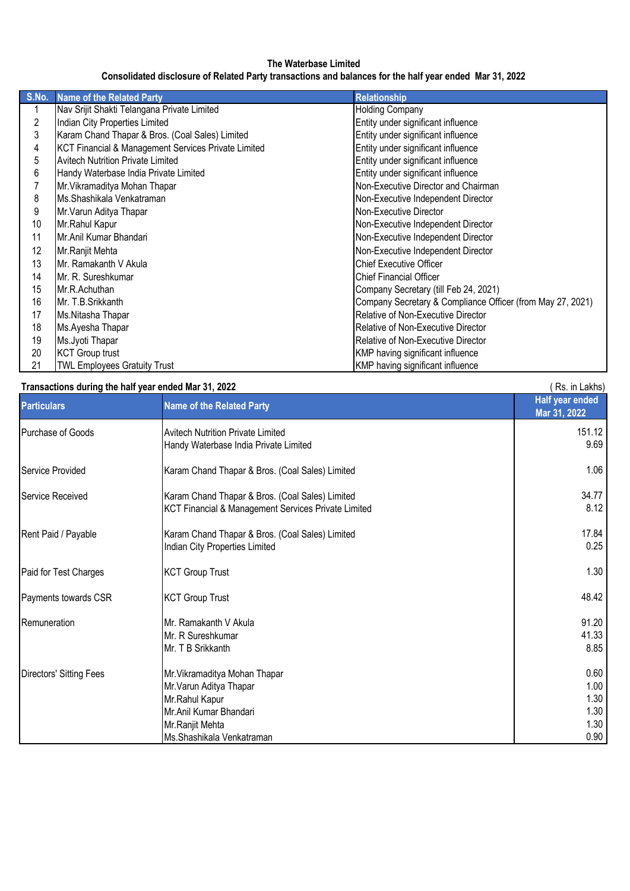**The Waterbase Limited**

**Consolidated disclosure of Related Party transactions and balances for the half year ended Mar 31, 2022**

| S.No. | Name of the Related Party | Relationship |
|---|---|---|
| 1 | Nav Srijit Shakti Telangana Private Limited | Holding Company |
| 2 | Indian City Properties Limited | Entity under significant influence |
| 3 | Karam Chand Thapar & Bros. (Coal Sales) Limited | Entity under significant influence |
| 4 | KCT Financial & Management Services Private Limited | Entity under significant influence |
| 5 | Avitech Nutrition Private Limited | Entity under significant influence |
| 6 | Handy Waterbase India Private Limited | Entity under significant influence |
| 7 | Mr.Vikramaditya Mohan Thapar | Non-Executive Director and Chairman |
| 8 | Ms.Shashikala Venkatraman | Non-Executive Independent Director |
| 9 | Mr.Varun Aditya Thapar | Non-Executive Director |
| 10 | Mr.Rahul Kapur | Non-Executive Independent Director |
| 11 | Mr.Anil Kumar Bhandari | Non-Executive Independent Director |
| 12 | Mr.Ranjit Mehta | Non-Executive Independent Director |
| 13 | Mr. Ramakanth V Akula | Chief Executive Officer |
| 14 | Mr. R. Sureshkumar | Chief Financial Officer |
| 15 | Mr.R.Achuthan | Company Secretary (till Feb 24, 2021) |
| 16 | Mr. T.B.Srikkanth | Company Secretary & Compliance Officer (from May 27, 2021) |
| 17 | Ms.Nitasha Thapar | Relative of Non-Executive Director |
| 18 | Ms.Ayesha Thapar | Relative of Non-Executive Director |
| 19 | Ms.Jyoti Thapar | Relative of Non-Executive Director |
| 20 | KCT Group trust | KMP having significant influence |
| 21 | TWL Employees Gratuity Trust | KMP having significant influence |

**Transactions during the half year ended Mar 31, 2022** ( Rs. in Lakhs)

| Particulars | Name of the Related Party | Half year ended Mar 31, 2022 |
|---|---|---|
| Purchase of Goods | Avitech Nutrition Private Limited | 151.12 |
| | Handy Waterbase India Private Limited | 9.69 |
| Service Provided | Karam Chand Thapar & Bros. (Coal Sales) Limited | 1.06 |
| Service Received | Karam Chand Thapar & Bros. (Coal Sales) Limited | 34.77 |
| | KCT Financial & Management Services Private Limited | 8.12 |
| Rent Paid / Payable | Karam Chand Thapar & Bros. (Coal Sales) Limited | 17.84 |
| | Indian City Properties Limited | 0.25 |
| Paid for Test Charges | KCT Group Trust | 1.30 |
| Payments towards CSR | KCT Group Trust | 48.42 |
| Remuneration | Mr. Ramakanth V Akula | 91.20 |
| | Mr. R Sureshkumar | 41.33 |
| | Mr. T B Srikkanth | 8.85 |
| Directors' Sitting Fees | Mr.Vikramaditya Mohan Thapar | 0.60 |
| | Mr.Varun Aditya Thapar | 1.00 |
| | Mr.Rahul Kapur | 1.30 |
| | Mr.Anil Kumar Bhandari | 1.30 |
| | Mr.Ranjit Mehta | 1.30 |
| | Ms.Shashikala Venkatraman | 0.90 |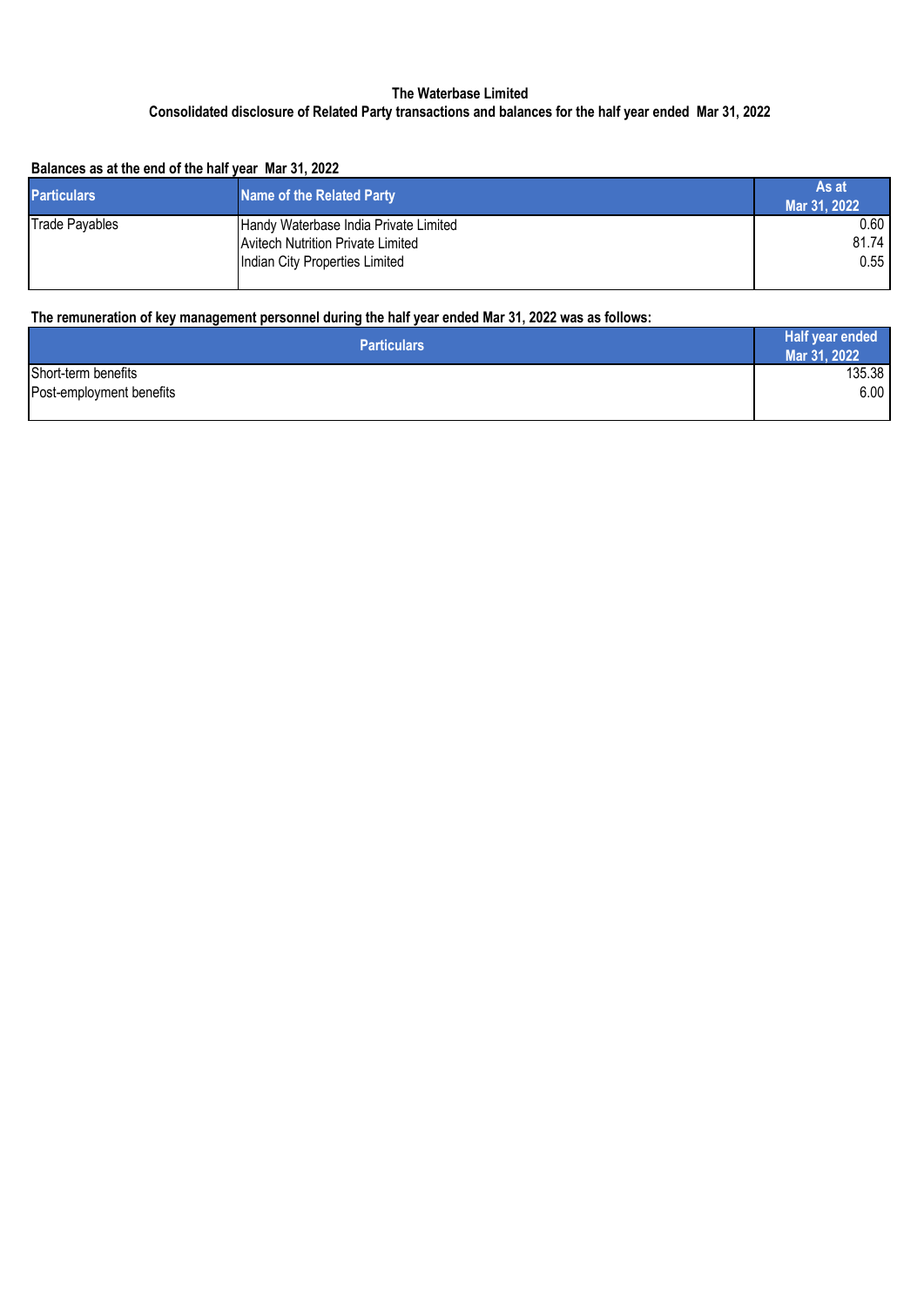**The Waterbase Limited**

**Consolidated disclosure of Related Party transactions and balances for the half year ended Mar 31, 2022**

**Balances as at the end of the half year Mar 31, 2022**

| Particulars | Name of the Related Party | As at Mar 31, 2022 |
|---|---|---|
| Trade Payables | Handy Waterbase India Private Limited | 0.60 |
| | Avitech Nutrition Private Limited | 81.74 |
| | Indian City Properties Limited | 0.55 |

**The remuneration of key management personnel during the half year ended Mar 31, 2022 was as follows:**

| Particulars | Half year ended Mar 31, 2022 |
|---|---|
| Short-term benefits | 135.38 |
| Post-employment benefits | 6.00 |